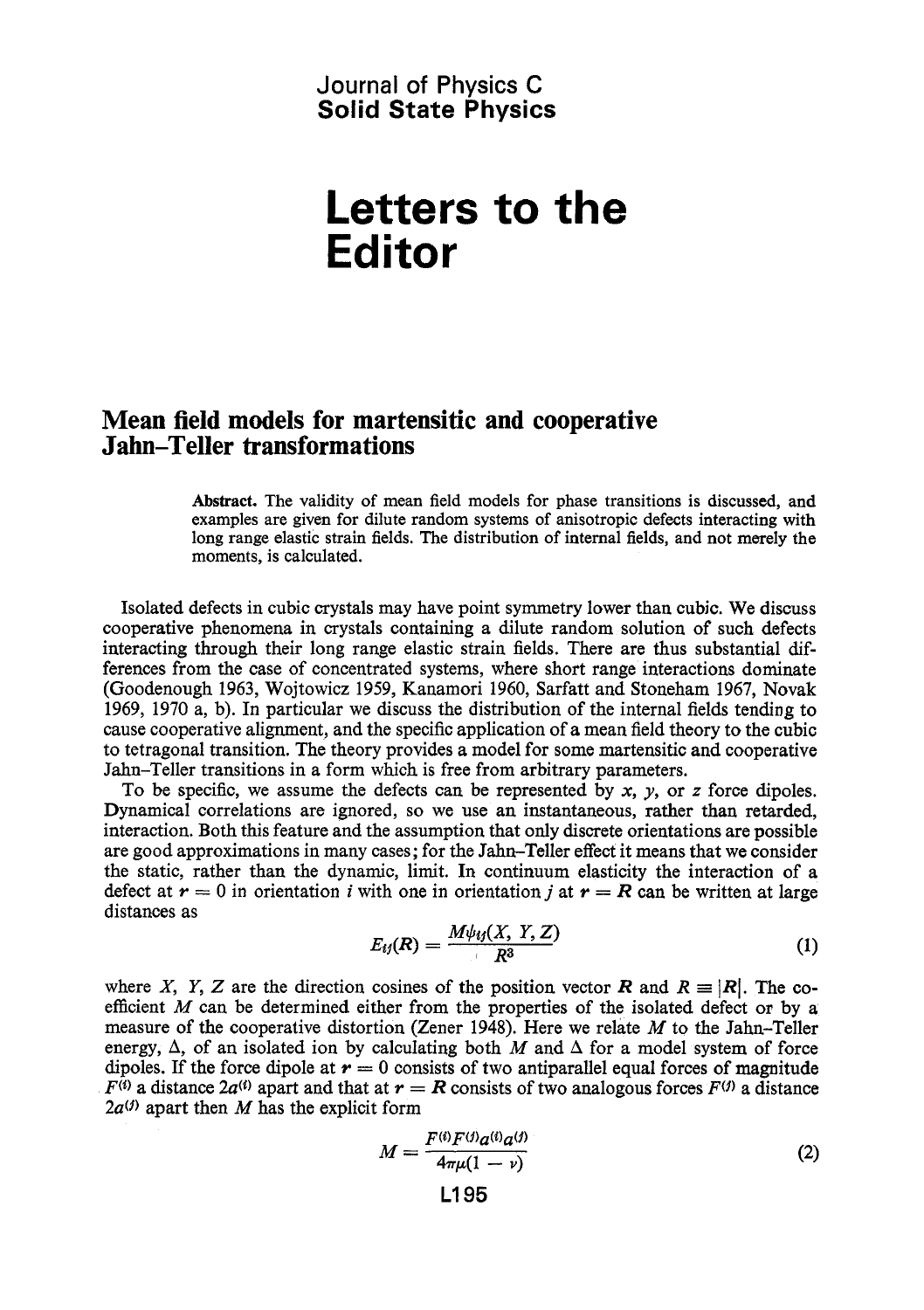Journal of Physics C
**Solid State Physics**

# Letters to the Editor

## Mean field models for martensitic and cooperative Jahn–Teller transformations

**Abstract.** The validity of mean field models for phase transitions is discussed, and examples are given for dilute random systems of anisotropic defects interacting with long range elastic strain fields. The distribution of internal fields, and not merely the moments, is calculated.

Isolated defects in cubic crystals may have point symmetry lower than cubic. We discuss cooperative phenomena in crystals containing a dilute random solution of such defects interacting through their long range elastic strain fields. There are thus substantial differences from the case of concentrated systems, where short range interactions dominate (Goodenough 1963, Wojtowicz 1959, Kanamori 1960, Sarfatt and Stoneham 1967, Novak 1969, 1970 a, b). In particular we discuss the distribution of the internal fields tending to cause cooperative alignment, and the specific application of a mean field theory to the cubic to tetragonal transition. The theory provides a model for some martensitic and cooperative Jahn–Teller transitions in a form which is free from arbitrary parameters.

To be specific, we assume the defects can be represented by $x$, $y$, or $z$ force dipoles. Dynamical correlations are ignored, so we use an instantaneous, rather than retarded, interaction. Both this feature and the assumption that only discrete orientations are possible are good approximations in many cases; for the Jahn–Teller effect it means that we consider the static, rather than the dynamic, limit. In continuum elasticity the interaction of a defect at $\boldsymbol{r} = 0$ in orientation $i$ with one in orientation $j$ at $\boldsymbol{r} = \boldsymbol{R}$ can be written at large distances as

$$E_{ij}(\boldsymbol{R}) = \frac{M\psi_{ij}(X, Y, Z)}{R^3} \tag{1}$$

where $X$, $Y$, $Z$ are the direction cosines of the position vector $\boldsymbol{R}$ and $R \equiv |\boldsymbol{R}|$. The coefficient $M$ can be determined either from the properties of the isolated defect or by a measure of the cooperative distortion (Zener 1948). Here we relate $M$ to the Jahn–Teller energy, $\Delta$, of an isolated ion by calculating both $M$ and $\Delta$ for a model system of force dipoles. If the force dipole at $\boldsymbol{r} = 0$ consists of two antiparallel equal forces of magnitude $F^{(i)}$ a distance $2a^{(i)}$ apart and that at $\boldsymbol{r} = \boldsymbol{R}$ consists of two analogous forces $F^{(j)}$ a distance $2a^{(j)}$ apart then $M$ has the explicit form

$$M = \frac{F^{(i)}F^{(j)}a^{(i)}a^{(j)}}{4\pi\mu(1 - \nu)} \tag{2}$$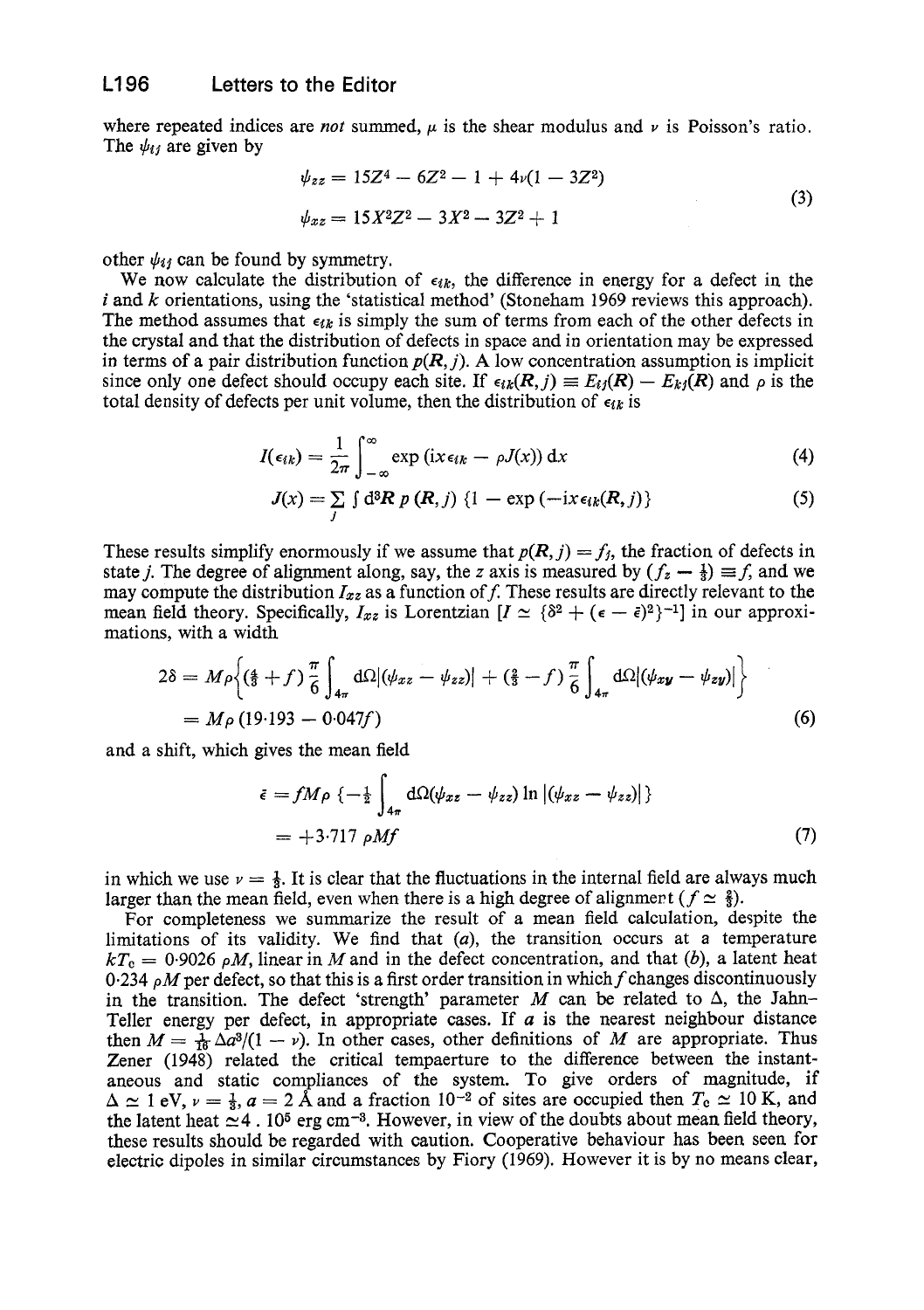where repeated indices are *not* summed, $\mu$ is the shear modulus and $\nu$ is Poisson's ratio. The $\psi_{ij}$ are given by

$$
\begin{aligned}
\psi_{zz} &= 15Z^4 - 6Z^2 - 1 + 4\nu(1 - 3Z^2) \\
\psi_{xz} &= 15X^2Z^2 - 3X^2 - 3Z^2 + 1
\end{aligned}
\tag{3}
$$

other $\psi_{ij}$ can be found by symmetry.

We now calculate the distribution of $\epsilon_{ik}$, the difference in energy for a defect in the $i$ and $k$ orientations, using the 'statistical method' (Stoneham 1969 reviews this approach). The method assumes that $\epsilon_{ik}$ is simply the sum of terms from each of the other defects in the crystal and that the distribution of defects in space and in orientation may be expressed in terms of a pair distribution function $p(\boldsymbol{R}, j)$. A low concentration assumption is implicit since only one defect should occupy each site. If $\epsilon_{ik}(\boldsymbol{R}, j) \equiv E_{ij}(\boldsymbol{R}) - E_{kj}(\boldsymbol{R})$ and $\rho$ is the total density of defects per unit volume, then the distribution of $\epsilon_{ik}$ is

$$
I(\epsilon_{ik}) = \frac{1}{2\pi} \int_{-\infty}^{\infty} \exp\left(\mathrm{i}x\epsilon_{ik} - \rho J(x)\right) \mathrm{d}x \tag{4}
$$

$$
J(x) = \sum_j \int \mathrm{d}^3\boldsymbol{R}\, p(\boldsymbol{R}, j) \left\{1 - \exp\left(-\mathrm{i}x\epsilon_{ik}(\boldsymbol{R}, j)\right)\right\} \tag{5}
$$

These results simplify enormously if we assume that $p(\boldsymbol{R}, j) = f_j$, the fraction of defects in state $j$. The degree of alignment along, say, the $z$ axis is measured by $(f_z - \frac{1}{3}) \equiv f$, and we may compute the distribution $I_{xz}$ as a function of $f$. These results are directly relevant to the mean field theory. Specifically, $I_{xz}$ is Lorentzian $[I \simeq \{\delta^2 + (\epsilon - \bar{\epsilon})^2\}^{-1}]$ in our approximations, with a width

$$
\begin{aligned}
2\delta &= M\rho\left\{\left(\tfrac{1}{3} + f\right)\frac{\pi}{6}\int_{4\pi} \mathrm{d}\Omega\left|\left(\psi_{xz} - \psi_{zz}\right)\right| + \left(\tfrac{2}{3} - f\right)\frac{\pi}{6}\int_{4\pi} \mathrm{d}\Omega\left|\left(\psi_{xy} - \psi_{zy}\right)\right|\right\} \\
&= M\rho\,(19{\cdot}193 - 0{\cdot}047f)
\end{aligned}
\tag{6}
$$

and a shift, which gives the mean field

$$
\begin{aligned}
\bar{\epsilon} &= fM\rho\left\{-\tfrac{1}{2}\int_{4\pi} \mathrm{d}\Omega\left(\psi_{xz} - \psi_{zz}\right)\ln\left|\left(\psi_{xz} - \psi_{zz}\right)\right|\right\} \\
&= +3{\cdot}717\,\rho M f
\end{aligned}
\tag{7}
$$

in which we use $\nu = \frac{1}{3}$. It is clear that the fluctuations in the internal field are always much larger than the mean field, even when there is a high degree of alignment ($f \simeq \frac{2}{3}$).

For completeness we summarize the result of a mean field calculation, despite the limitations of its validity. We find that (*a*), the transition occurs at a temperature $kT_c = 0{\cdot}9026\,\rho M$, linear in $M$ and in the defect concentration, and that (*b*), a latent heat $0{\cdot}234\,\rho M$ per defect, so that this is a first order transition in which $f$ changes discontinuously in the transition. The defect 'strength' parameter $M$ can be related to $\Delta$, the Jahn–Teller energy per defect, in appropriate cases. If $a$ is the nearest neighbour distance then $M = \frac{1}{16}\Delta a^3/(1 - \nu)$. In other cases, other definitions of $M$ are appropriate. Thus Zener (1948) related the critical tempaerture to the difference between the instantaneous and static compliances of the system. To give orders of magnitude, if $\Delta \simeq 1$ eV, $\nu = \frac{1}{3}$, $a = 2$ Å and a fraction $10^{-2}$ of sites are occupied then $T_c \simeq 10$ K, and the latent heat $\simeq 4 \cdot 10^5$ erg cm$^{-3}$. However, in view of the doubts about mean field theory, these results should be regarded with caution. Cooperative behaviour has been seen for electric dipoles in similar circumstances by Fiory (1969). However it is by no means clear,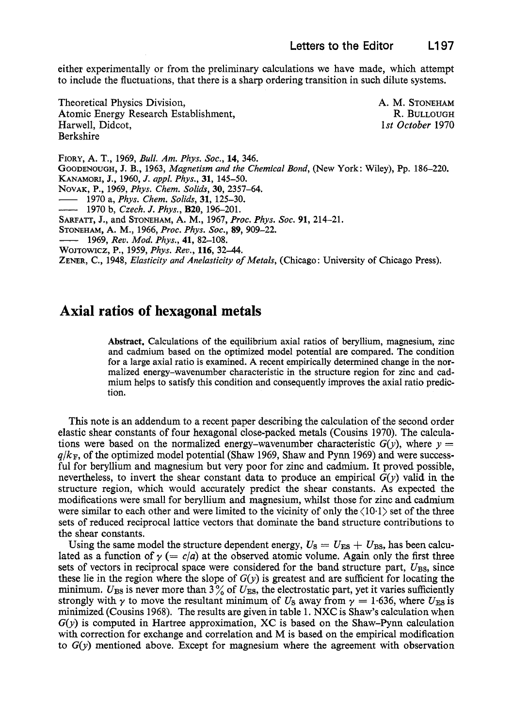either experimentally or from the preliminary calculations we have made, which attempt to include the fluctuations, that there is a sharp ordering transition in such dilute systems.

Theoretical Physics Division,
Atomic Energy Research Establishment,
Harwell, Didcot,
Berkshire

A. M. Stoneham
R. Bullough
*1st October* 1970

Fiory, A. T., 1969, *Bull. Am. Phys. Soc.*, **14**, 346.
Goodenough, J. B., 1963, *Magnetism and the Chemical Bond*, (New York: Wiley), Pp. 186–220.
Kanamori, J., 1960, *J. appl. Phys.*, **31**, 145–50.
Novak, P., 1969, *Phys. Chem. Solids*, **30**, 2357–64.
—— 1970 a, *Phys. Chem. Solids*, **31**, 125–30.
—— 1970 b, *Czech. J. Phys.*, **B20**, 196–201.
Sarfatt, J., and Stoneham, A. M., 1967, *Proc. Phys. Soc.* **91**, 214–21.
Stoneham, A. M., 1966, *Proc. Phys. Soc.*, **89**, 909–22.
—— 1969, *Rev. Mod. Phys.*, **41**, 82–108.
Wojtowicz, P., 1959, *Phys. Rev.*, **116**, 32–44.
Zener, C., 1948, *Elasticity and Anelasticity of Metals*, (Chicago: University of Chicago Press).

## Axial ratios of hexagonal metals

**Abstract.** Calculations of the equilibrium axial ratios of beryllium, magnesium, zinc and cadmium based on the optimized model potential are compared. The condition for a large axial ratio is examined. A recent empirically determined change in the normalized energy-wavenumber characteristic in the structure region for zinc and cadmium helps to satisfy this condition and consequently improves the axial ratio prediction.

This note is an addendum to a recent paper describing the calculation of the second order elastic shear constants of four hexagonal close-packed metals (Cousins 1970). The calculations were based on the normalized energy-wavenumber characteristic $G(y)$, where $y = q/k_F$, of the optimized model potential (Shaw 1969, Shaw and Pynn 1969) and were successful for beryllium and magnesium but very poor for zinc and cadmium. It proved possible, nevertheless, to invert the shear constant data to produce an empirical $G(y)$ valid in the structure region, which would accurately predict the shear constants. As expected the modifications were small for beryllium and magnesium, whilst those for zinc and cadmium were similar to each other and were limited to the vicinity of only the $\langle 10{\cdot}1 \rangle$ set of the three sets of reduced reciprocal lattice vectors that dominate the band structure contributions to the shear constants.

Using the same model the structure dependent energy, $U_S = U_{ES} + U_{BS}$, has been calculated as a function of $\gamma$ ($= c/a$) at the observed atomic volume. Again only the first three sets of vectors in reciprocal space were considered for the band structure part, $U_{BS}$, since these lie in the region where the slope of $G(y)$ is greatest and are sufficient for locating the minimum. $U_{BS}$ is never more than 3% of $U_{ES}$, the electrostatic part, yet it varies sufficiently strongly with $\gamma$ to move the resultant minimum of $U_S$ away from $\gamma = 1{\cdot}636$, where $U_{ES}$ is minimized (Cousins 1968). The results are given in table 1. NXC is Shaw's calculation when $G(y)$ is computed in Hartree approximation, XC is based on the Shaw-Pynn calculation with correction for exchange and correlation and M is based on the empirical modification to $G(y)$ mentioned above. Except for magnesium where the agreement with observation